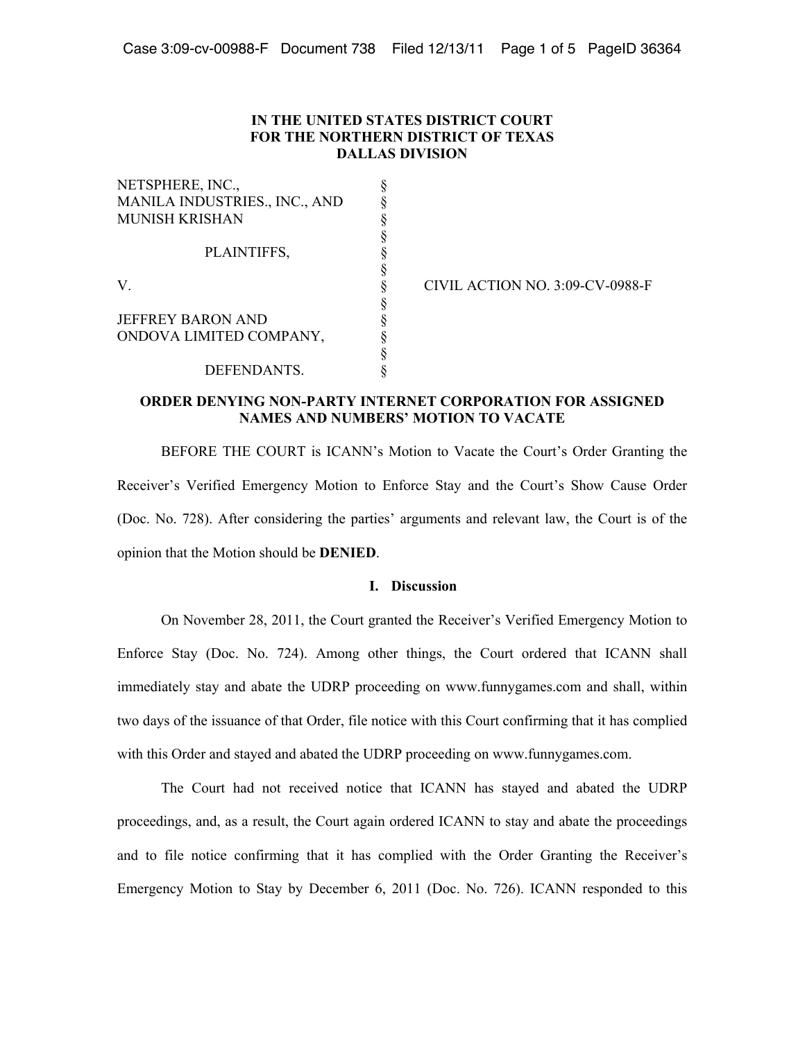**IN THE UNITED STATES DISTRICT COURT**
**FOR THE NORTHERN DISTRICT OF TEXAS**
**DALLAS DIVISION**

| | | |
|---|---|---|
| NETSPHERE, INC., MANILA INDUSTRIES., INC., AND MUNISH KRISHAN | § | |
| PLAINTIFFS, | § | |
| V. | § | CIVIL ACTION NO. 3:09-CV-0988-F |
| JEFFREY BARON AND ONDOVA LIMITED COMPANY, | § | |
| DEFENDANTS. | § | |

**ORDER DENYING NON-PARTY INTERNET CORPORATION FOR ASSIGNED NAMES AND NUMBERS' MOTION TO VACATE**

BEFORE THE COURT is ICANN's Motion to Vacate the Court's Order Granting the Receiver's Verified Emergency Motion to Enforce Stay and the Court's Show Cause Order (Doc. No. 728). After considering the parties' arguments and relevant law, the Court is of the opinion that the Motion should be **DENIED**.

## I. Discussion

On November 28, 2011, the Court granted the Receiver's Verified Emergency Motion to Enforce Stay (Doc. No. 724). Among other things, the Court ordered that ICANN shall immediately stay and abate the UDRP proceeding on www.funnygames.com and shall, within two days of the issuance of that Order, file notice with this Court confirming that it has complied with this Order and stayed and abated the UDRP proceeding on www.funnygames.com.

The Court had not received notice that ICANN has stayed and abated the UDRP proceedings, and, as a result, the Court again ordered ICANN to stay and abate the proceedings and to file notice confirming that it has complied with the Order Granting the Receiver's Emergency Motion to Stay by December 6, 2011 (Doc. No. 726). ICANN responded to this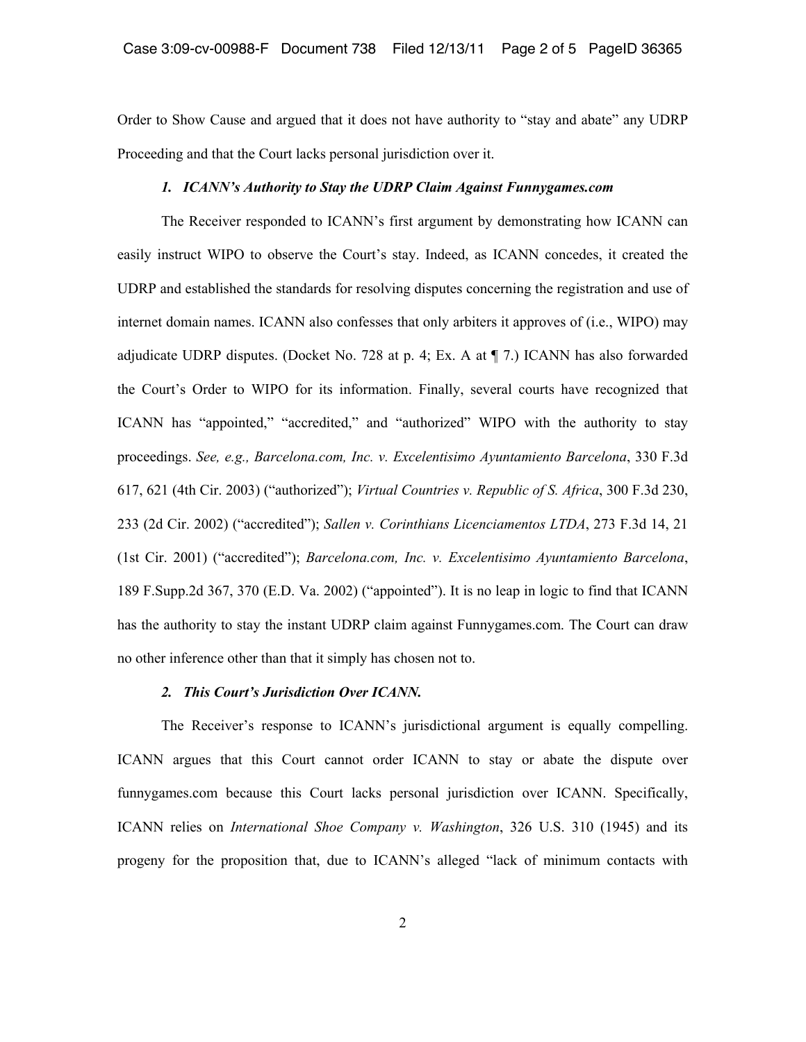Order to Show Cause and argued that it does not have authority to "stay and abate" any UDRP Proceeding and that the Court lacks personal jurisdiction over it.

### *1. ICANN's Authority to Stay the UDRP Claim Against Funnygames.com*

The Receiver responded to ICANN's first argument by demonstrating how ICANN can easily instruct WIPO to observe the Court's stay. Indeed, as ICANN concedes, it created the UDRP and established the standards for resolving disputes concerning the registration and use of internet domain names. ICANN also confesses that only arbiters it approves of (i.e., WIPO) may adjudicate UDRP disputes. (Docket No. 728 at p. 4; Ex. A at ¶ 7.) ICANN has also forwarded the Court's Order to WIPO for its information. Finally, several courts have recognized that ICANN has "appointed," "accredited," and "authorized" WIPO with the authority to stay proceedings. *See, e.g., Barcelona.com, Inc. v. Excelentisimo Ayuntamiento Barcelona*, 330 F.3d 617, 621 (4th Cir. 2003) ("authorized"); *Virtual Countries v. Republic of S. Africa*, 300 F.3d 230, 233 (2d Cir. 2002) ("accredited"); *Sallen v. Corinthians Licenciamentos LTDA*, 273 F.3d 14, 21 (1st Cir. 2001) ("accredited"); *Barcelona.com, Inc. v. Excelentisimo Ayuntamiento Barcelona*, 189 F.Supp.2d 367, 370 (E.D. Va. 2002) ("appointed"). It is no leap in logic to find that ICANN has the authority to stay the instant UDRP claim against Funnygames.com. The Court can draw no other inference other than that it simply has chosen not to.

### *2. This Court's Jurisdiction Over ICANN.*

The Receiver's response to ICANN's jurisdictional argument is equally compelling. ICANN argues that this Court cannot order ICANN to stay or abate the dispute over funnygames.com because this Court lacks personal jurisdiction over ICANN. Specifically, ICANN relies on *International Shoe Company v. Washington*, 326 U.S. 310 (1945) and its progeny for the proposition that, due to ICANN's alleged "lack of minimum contacts with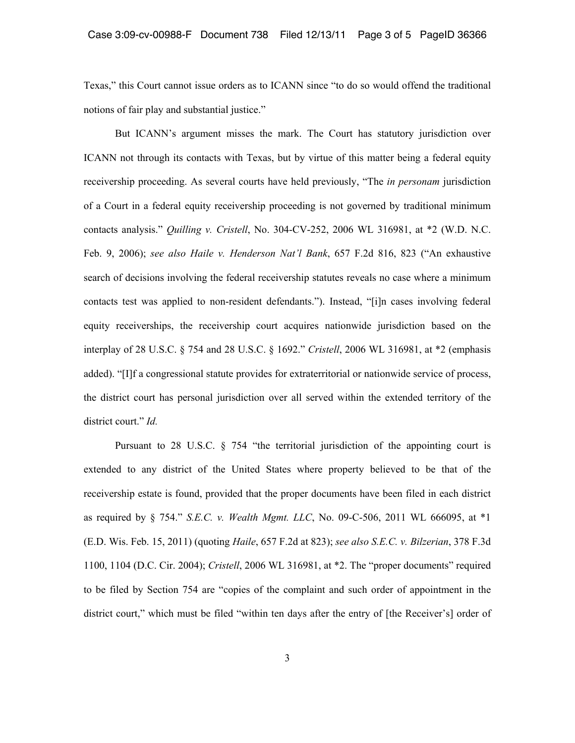Texas," this Court cannot issue orders as to ICANN since "to do so would offend the traditional notions of fair play and substantial justice."

But ICANN's argument misses the mark. The Court has statutory jurisdiction over ICANN not through its contacts with Texas, but by virtue of this matter being a federal equity receivership proceeding. As several courts have held previously, "The *in personam* jurisdiction of a Court in a federal equity receivership proceeding is not governed by traditional minimum contacts analysis." *Quilling v. Cristell*, No. 304-CV-252, 2006 WL 316981, at *2 (W.D. N.C. Feb. 9, 2006); *see also Haile v. Henderson Nat'l Bank*, 657 F.2d 816, 823 ("An exhaustive search of decisions involving the federal receivership statutes reveals no case where a minimum contacts test was applied to non-resident defendants."). Instead, "[i]n cases involving federal equity receiverships, the receivership court acquires nationwide jurisdiction based on the interplay of 28 U.S.C. § 754 and 28 U.S.C. § 1692." *Cristell*, 2006 WL 316981, at *2 (emphasis added). "[I]f a congressional statute provides for extraterritorial or nationwide service of process, the district court has personal jurisdiction over all served within the extended territory of the district court." *Id.*

Pursuant to 28 U.S.C. § 754 "the territorial jurisdiction of the appointing court is extended to any district of the United States where property believed to be that of the receivership estate is found, provided that the proper documents have been filed in each district as required by § 754." *S.E.C. v. Wealth Mgmt. LLC*, No. 09-C-506, 2011 WL 666095, at *1 (E.D. Wis. Feb. 15, 2011) (quoting *Haile*, 657 F.2d at 823); *see also S.E.C. v. Bilzerian*, 378 F.3d 1100, 1104 (D.C. Cir. 2004); *Cristell*, 2006 WL 316981, at *2. The "proper documents" required to be filed by Section 754 are "copies of the complaint and such order of appointment in the district court," which must be filed "within ten days after the entry of [the Receiver's] order of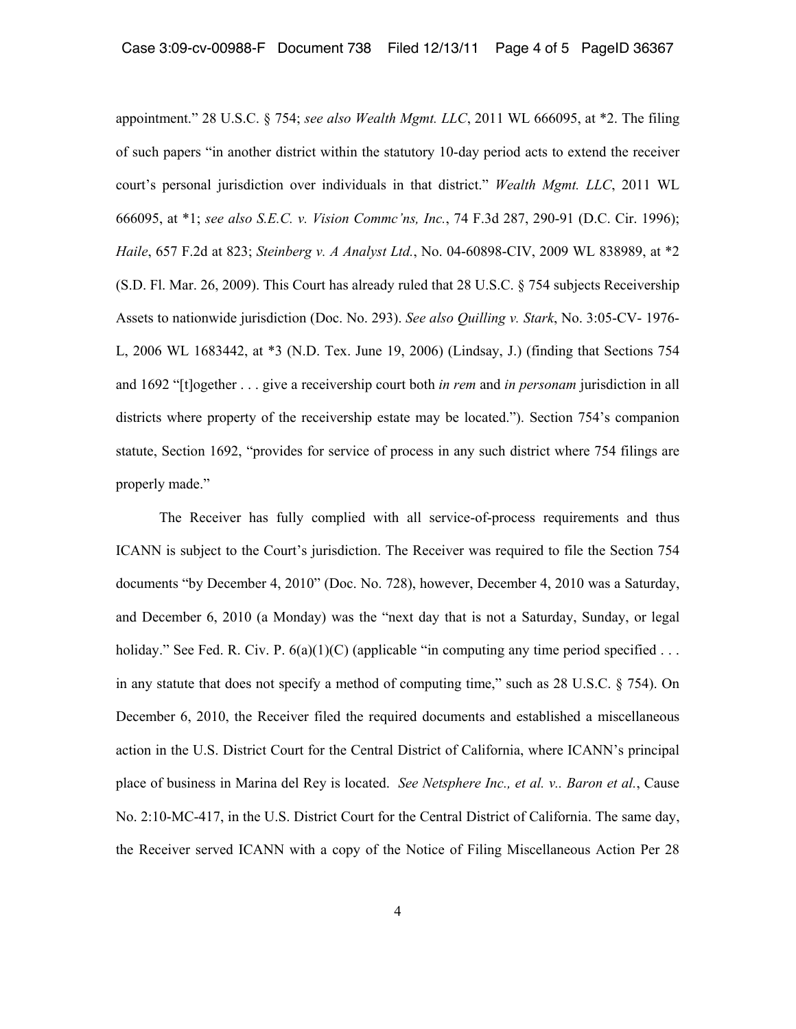appointment." 28 U.S.C. § 754; *see also Wealth Mgmt. LLC*, 2011 WL 666095, at *2. The filing of such papers "in another district within the statutory 10-day period acts to extend the receiver court's personal jurisdiction over individuals in that district." *Wealth Mgmt. LLC*, 2011 WL 666095, at *1; *see also S.E.C. v. Vision Commc'ns, Inc.*, 74 F.3d 287, 290-91 (D.C. Cir. 1996); *Haile*, 657 F.2d at 823; *Steinberg v. A Analyst Ltd.*, No. 04-60898-CIV, 2009 WL 838989, at *2 (S.D. Fl. Mar. 26, 2009). This Court has already ruled that 28 U.S.C. § 754 subjects Receivership Assets to nationwide jurisdiction (Doc. No. 293). *See also Quilling v. Stark*, No. 3:05-CV- 1976-L, 2006 WL 1683442, at *3 (N.D. Tex. June 19, 2006) (Lindsay, J.) (finding that Sections 754 and 1692 "[t]ogether . . . give a receivership court both *in rem* and *in personam* jurisdiction in all districts where property of the receivership estate may be located."). Section 754's companion statute, Section 1692, "provides for service of process in any such district where 754 filings are properly made."

The Receiver has fully complied with all service-of-process requirements and thus ICANN is subject to the Court's jurisdiction. The Receiver was required to file the Section 754 documents "by December 4, 2010" (Doc. No. 728), however, December 4, 2010 was a Saturday, and December 6, 2010 (a Monday) was the "next day that is not a Saturday, Sunday, or legal holiday." See Fed. R. Civ. P. 6(a)(1)(C) (applicable "in computing any time period specified . . . in any statute that does not specify a method of computing time," such as 28 U.S.C. § 754). On December 6, 2010, the Receiver filed the required documents and established a miscellaneous action in the U.S. District Court for the Central District of California, where ICANN's principal place of business in Marina del Rey is located. *See Netsphere Inc., et al. v.. Baron et al.*, Cause No. 2:10-MC-417, in the U.S. District Court for the Central District of California. The same day, the Receiver served ICANN with a copy of the Notice of Filing Miscellaneous Action Per 28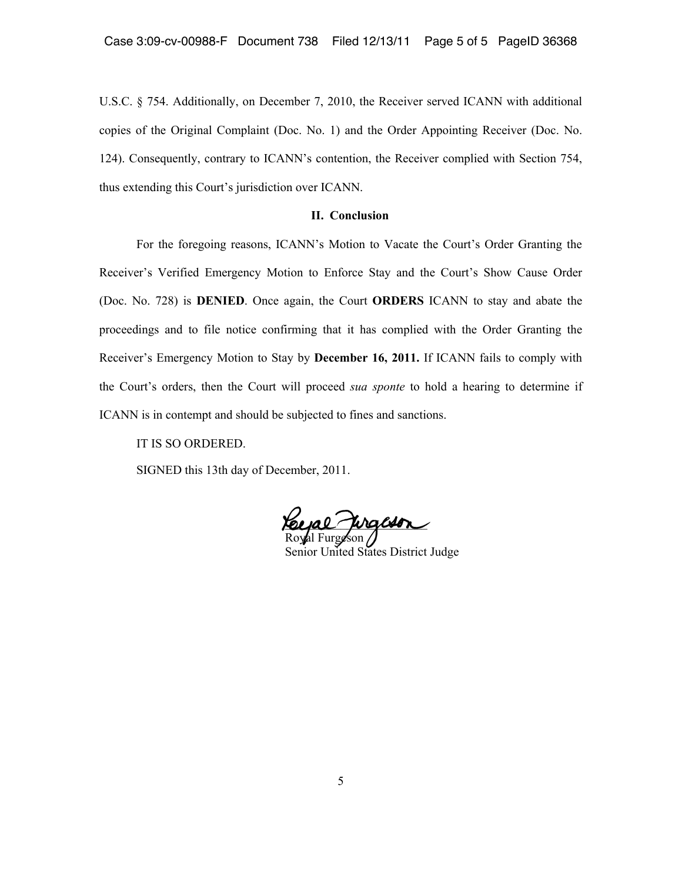U.S.C. § 754. Additionally, on December 7, 2010, the Receiver served ICANN with additional copies of the Original Complaint (Doc. No. 1) and the Order Appointing Receiver (Doc. No. 124). Consequently, contrary to ICANN's contention, the Receiver complied with Section 754, thus extending this Court's jurisdiction over ICANN.

## II. Conclusion

For the foregoing reasons, ICANN's Motion to Vacate the Court's Order Granting the Receiver's Verified Emergency Motion to Enforce Stay and the Court's Show Cause Order (Doc. No. 728) is **DENIED**. Once again, the Court **ORDERS** ICANN to stay and abate the proceedings and to file notice confirming that it has complied with the Order Granting the Receiver's Emergency Motion to Stay by **December 16, 2011.** If ICANN fails to comply with the Court's orders, then the Court will proceed *sua sponte* to hold a hearing to determine if ICANN is in contempt and should be subjected to fines and sanctions.

IT IS SO ORDERED.

SIGNED this 13th day of December, 2011.

Royal Furgeson
Senior United States District Judge